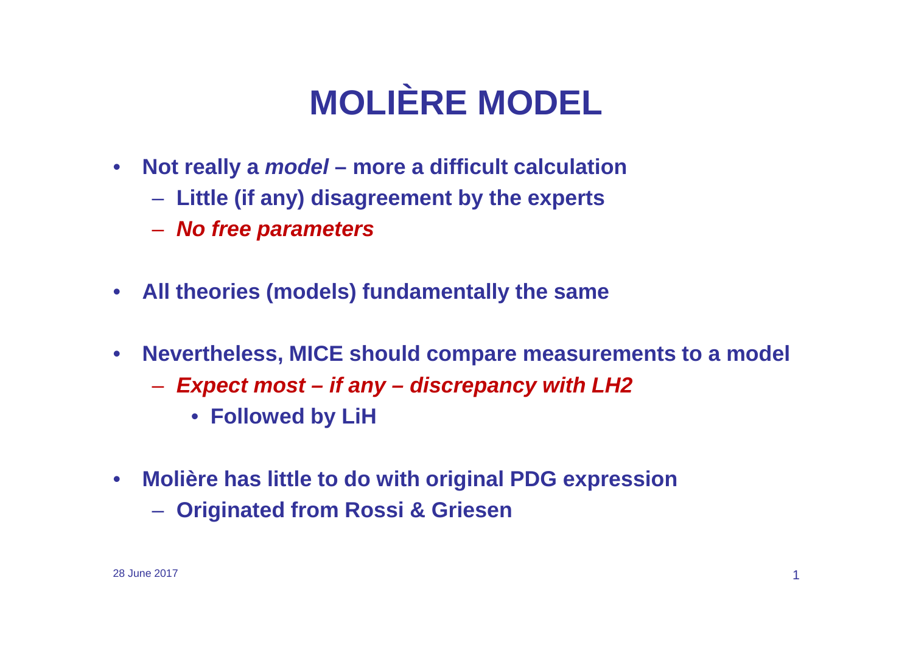# MOLIÈRE MODEL

- **Not really a *model* – more a difficult calculation**
  - **Little (if any) disagreement by the experts**
  - ***No free parameters***

- **All theories (models) fundamentally the same**

- **Nevertheless, MICE should compare measurements to a model**
  - ***Expect most – if any – discrepancy with LH2***
    - **Followed by LiH**

- **Molière has little to do with original PDG expression**
  - **Originated from Rossi & Griesen**

28 June 2017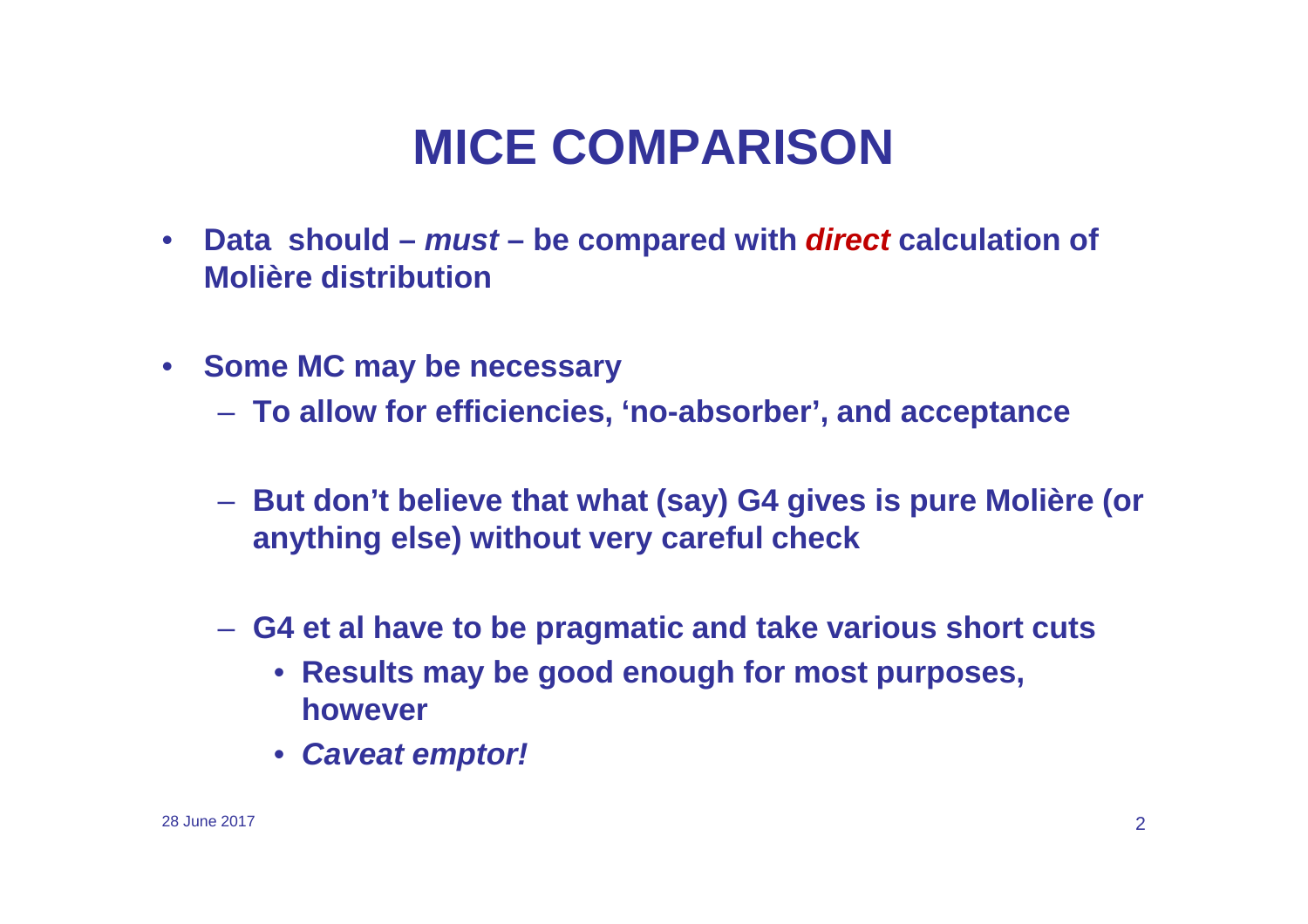# MICE COMPARISON

- **Data should – *must* – be compared with *direct* calculation of Molière distribution**

- **Some MC may be necessary**
  - **To allow for efficiencies, 'no-absorber', and acceptance**
  - **But don't believe that what (say) G4 gives is pure Molière (or anything else) without very careful check**
  - **G4 et al have to be pragmatic and take various short cuts**
    - **Results may be good enough for most purposes, however**
    - ***Caveat emptor!***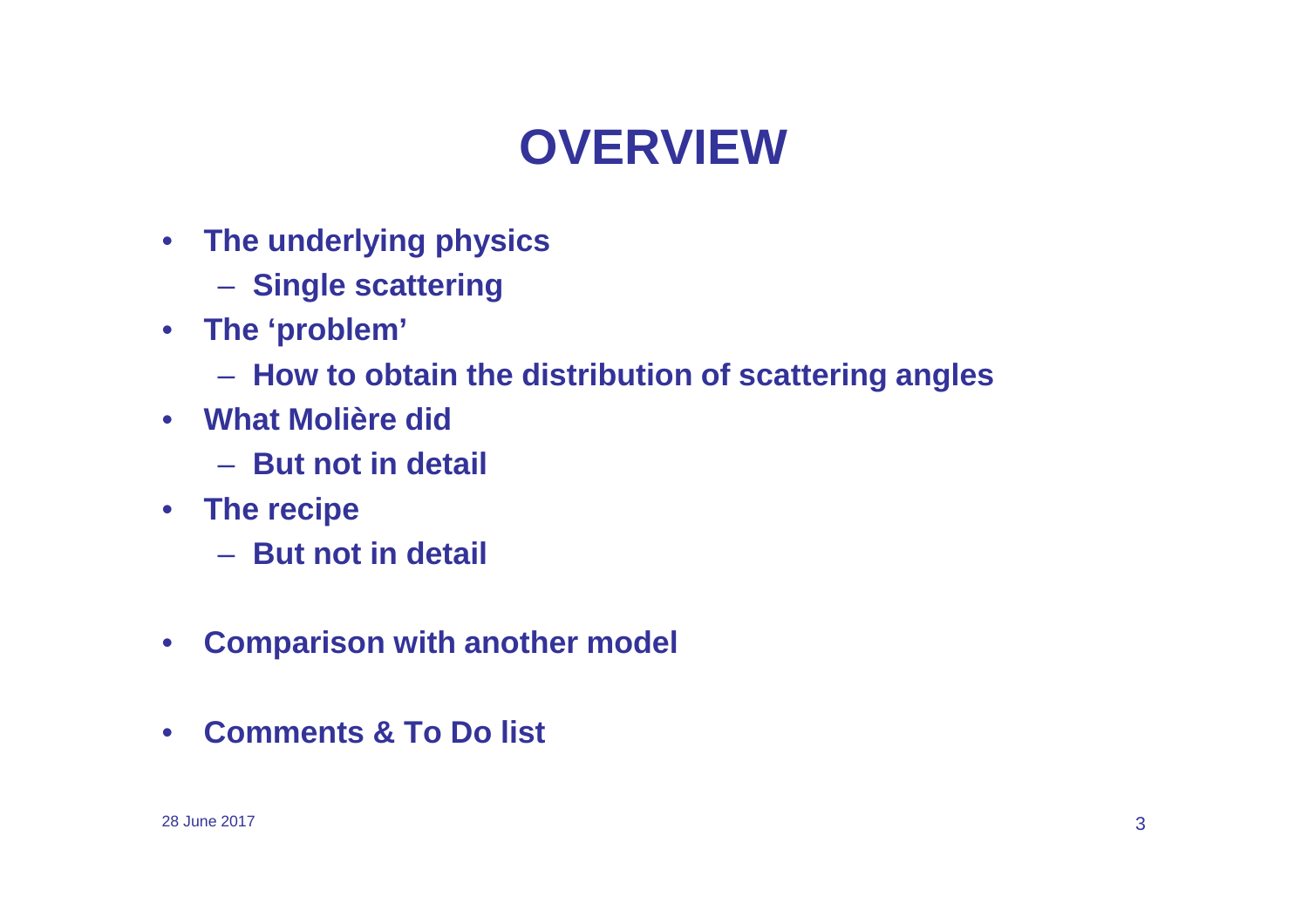# OVERVIEW

- **The underlying physics**
  - **Single scattering**
- **The 'problem'**
  - **How to obtain the distribution of scattering angles**
- **What Molière did**
  - **But not in detail**
- **The recipe**
  - **But not in detail**
- **Comparison with another model**
- **Comments & To Do list**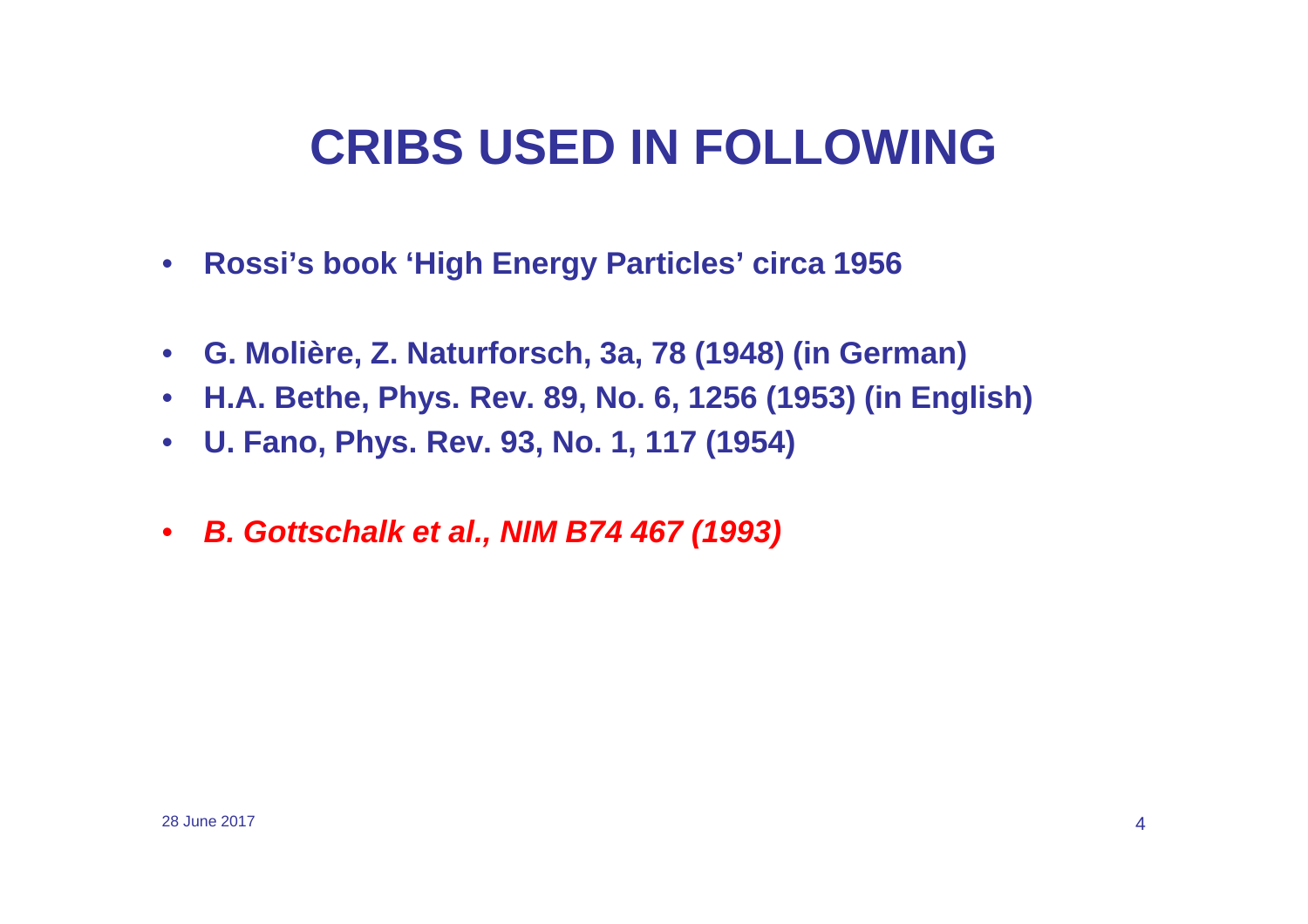# CRIBS USED IN FOLLOWING

- **Rossi's book 'High Energy Particles' circa 1956**

- **G. Molière, Z. Naturforsch, 3a, 78 (1948) (in German)**
- **H.A. Bethe, Phys. Rev. 89, No. 6, 1256 (1953) (in English)**
- **U. Fano, Phys. Rev. 93, No. 1, 117 (1954)**

- ***B. Gottschalk et al., NIM B74 467 (1993)***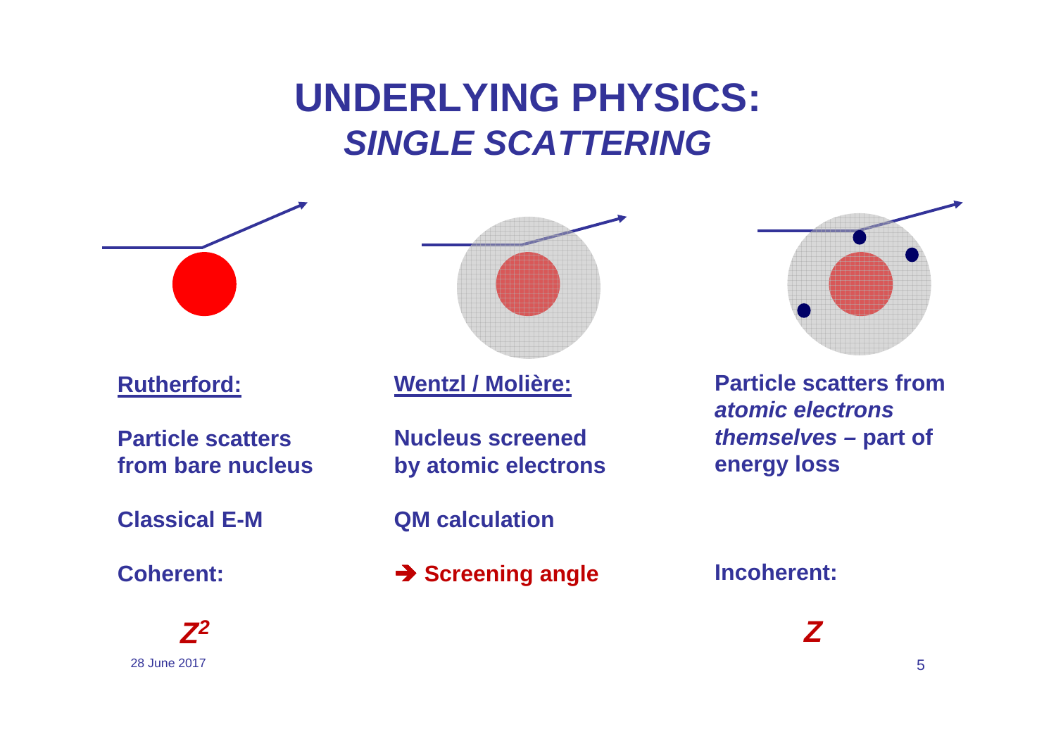# UNDERLYING PHYSICS: *SINGLE SCATTERING*

**Rutherford:**

**Particle scatters from bare nucleus**

**Classical E-M**

**Coherent:**

***$Z^2$***

**Wentzl / Molière:**

**Nucleus screened by atomic electrons**

**QM calculation**

**➔ Screening angle**

**Particle scatters from *atomic electrons themselves* – part of energy loss**

**Incoherent:**

***$Z$***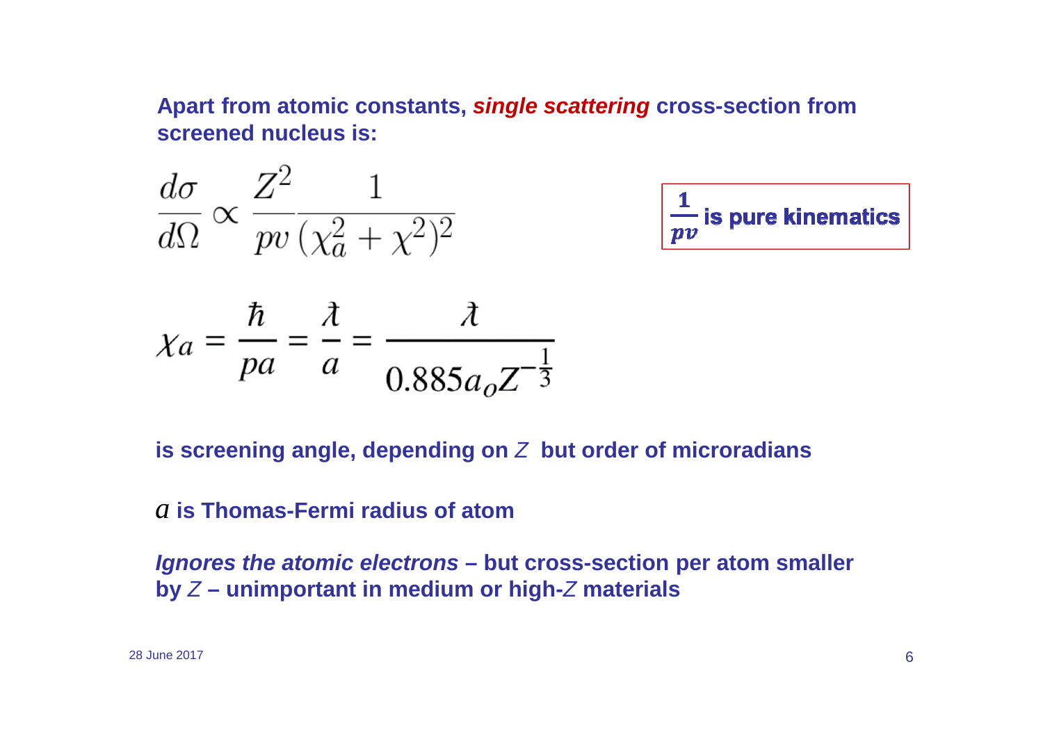**Apart from atomic constants, *single scattering* cross-section from screened nucleus is:**

$$\frac{d\sigma}{d\Omega} \propto \frac{Z^2}{pv} \frac{1}{(\chi_a^2 + \chi^2)^2}$$

**$\frac{1}{pv}$ is pure kinematics**

$$\chi_a = \frac{\hbar}{pa} = \frac{\lambda\!\!\!^{-}}{a} = \frac{\lambda\!\!\!^{-}}{0.885 a_o Z^{-\frac{1}{3}}}$$

**is screening angle, depending on *Z* but order of microradians**

***a* is Thomas-Fermi radius of atom**

***Ignores the atomic electrons* – but cross-section per atom smaller by *Z* – unimportant in medium or high-*Z* materials**

28 June 2017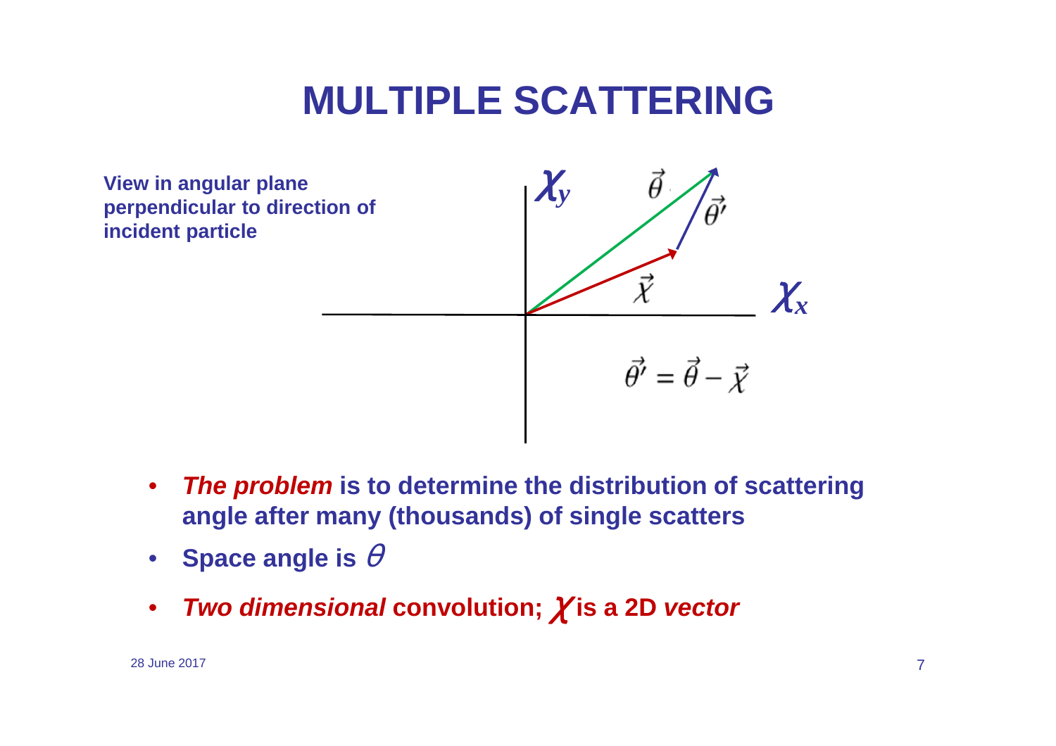# MULTIPLE SCATTERING

**View in angular plane perpendicular to direction of incident particle**

$$\vec{\theta'} = \vec{\theta} - \vec{\chi}$$

- ***The problem*** **is to determine the distribution of scattering angle after many (thousands) of single scatters**
- **Space angle is** $\theta$
- ***Two dimensional*** **convolution;** $\chi$ **is a 2D** ***vector***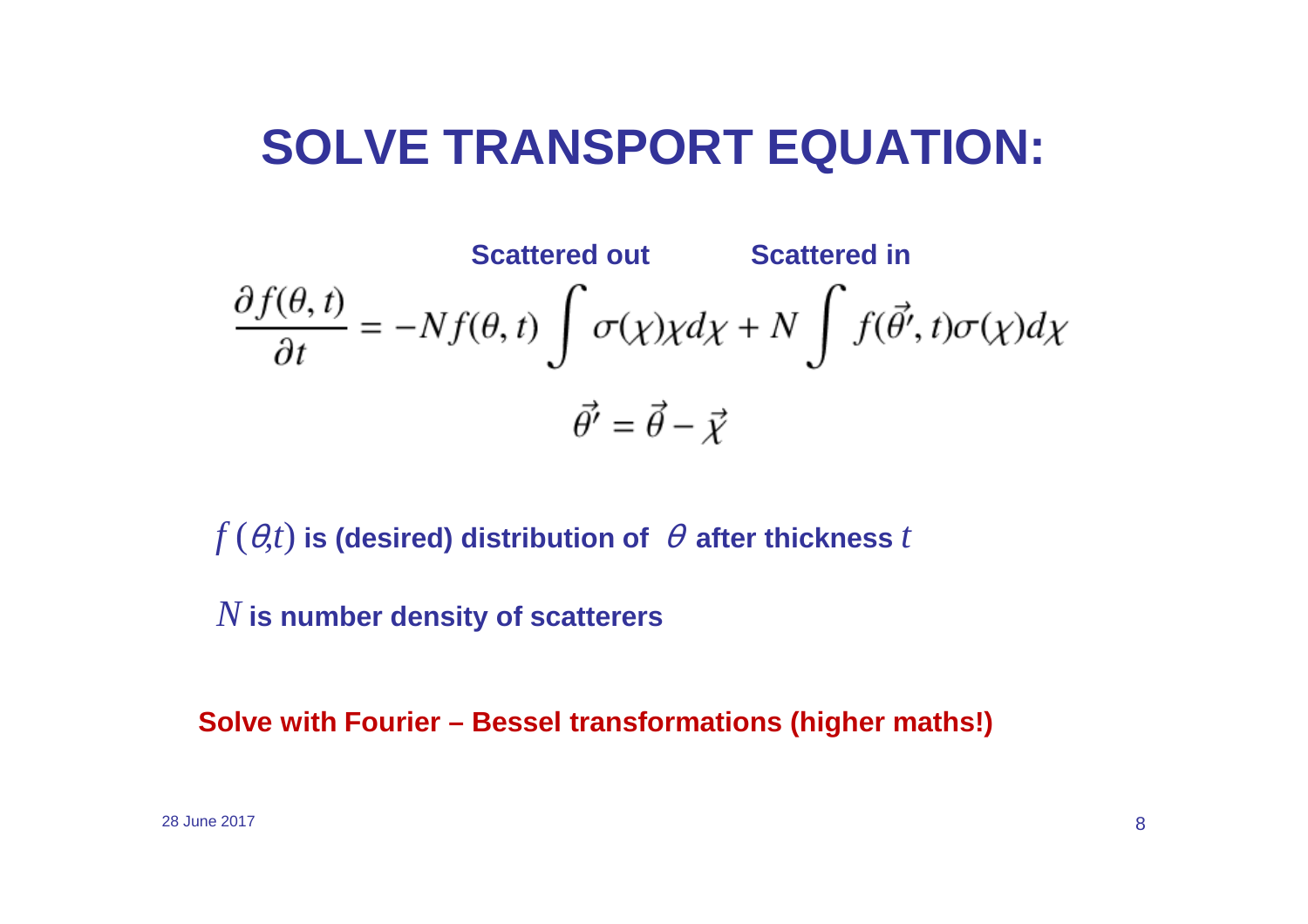# SOLVE TRANSPORT EQUATION:

**Scattered out** **Scattered in**

$$\frac{\partial f(\theta, t)}{\partial t} = -N f(\theta, t) \int \sigma(\chi) \chi d\chi + N \int f(\vec{\theta'}, t) \sigma(\chi) d\chi$$

$$\vec{\theta'} = \vec{\theta} - \vec{\chi}$$

$f(\theta, t)$ **is (desired) distribution of** $\theta$ **after thickness** $t$

$N$ **is number density of scatterers**

**Solve with Fourier – Bessel transformations (higher maths!)**

28 June 2017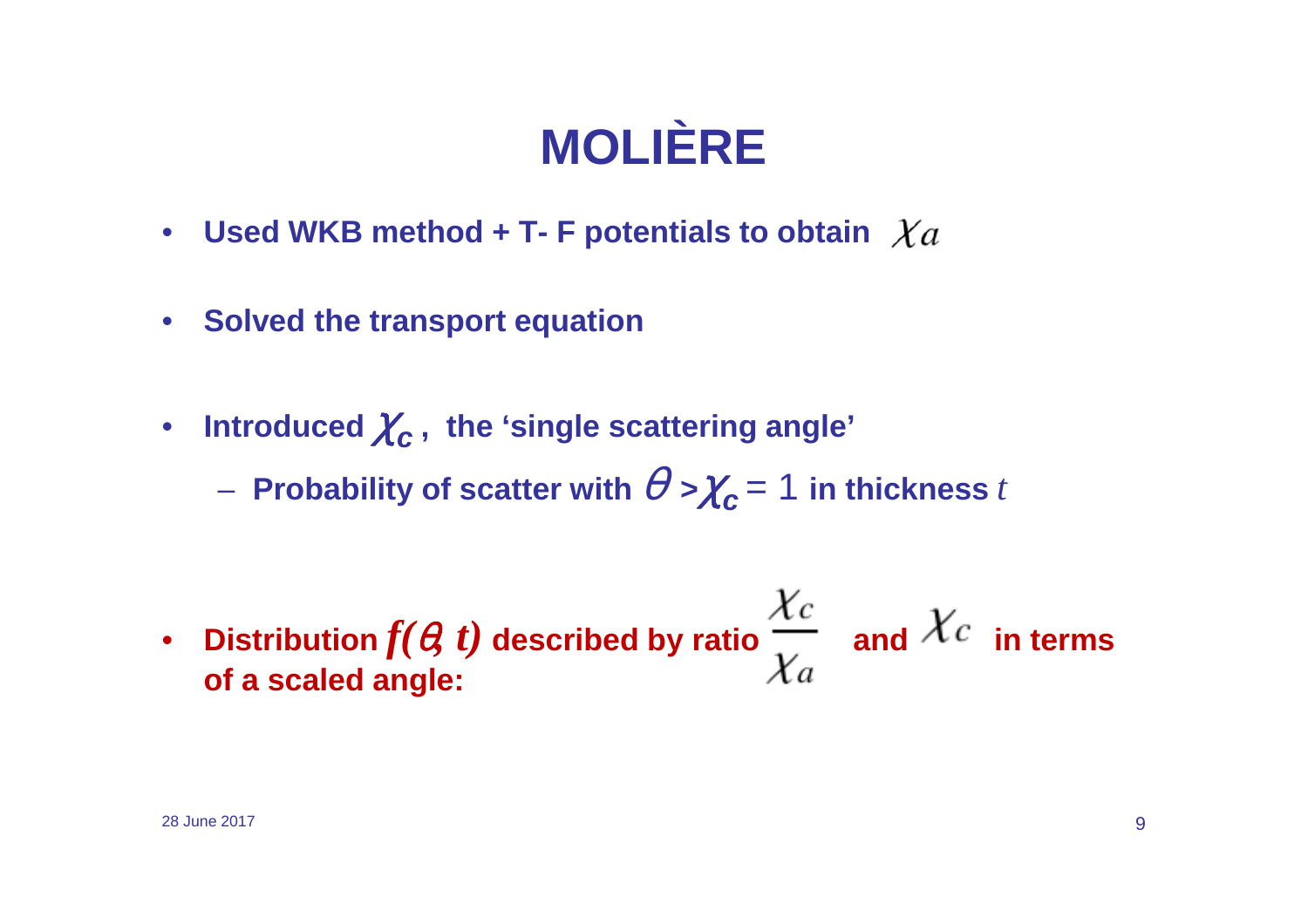# MOLIÈRE

- **Used WKB method + T- F potentials to obtain** $\chi_a$
- **Solved the transport equation**
- **Introduced** $\chi_c$ **, the 'single scattering angle'**
  - **Probability of scatter with** $\theta > \chi_c = 1$ **in thickness** $t$
- **Distribution** $f(\theta, t)$ **described by ratio** $\frac{\chi_c}{\chi_a}$ **and** $\chi_c$ **in terms of a scaled angle:**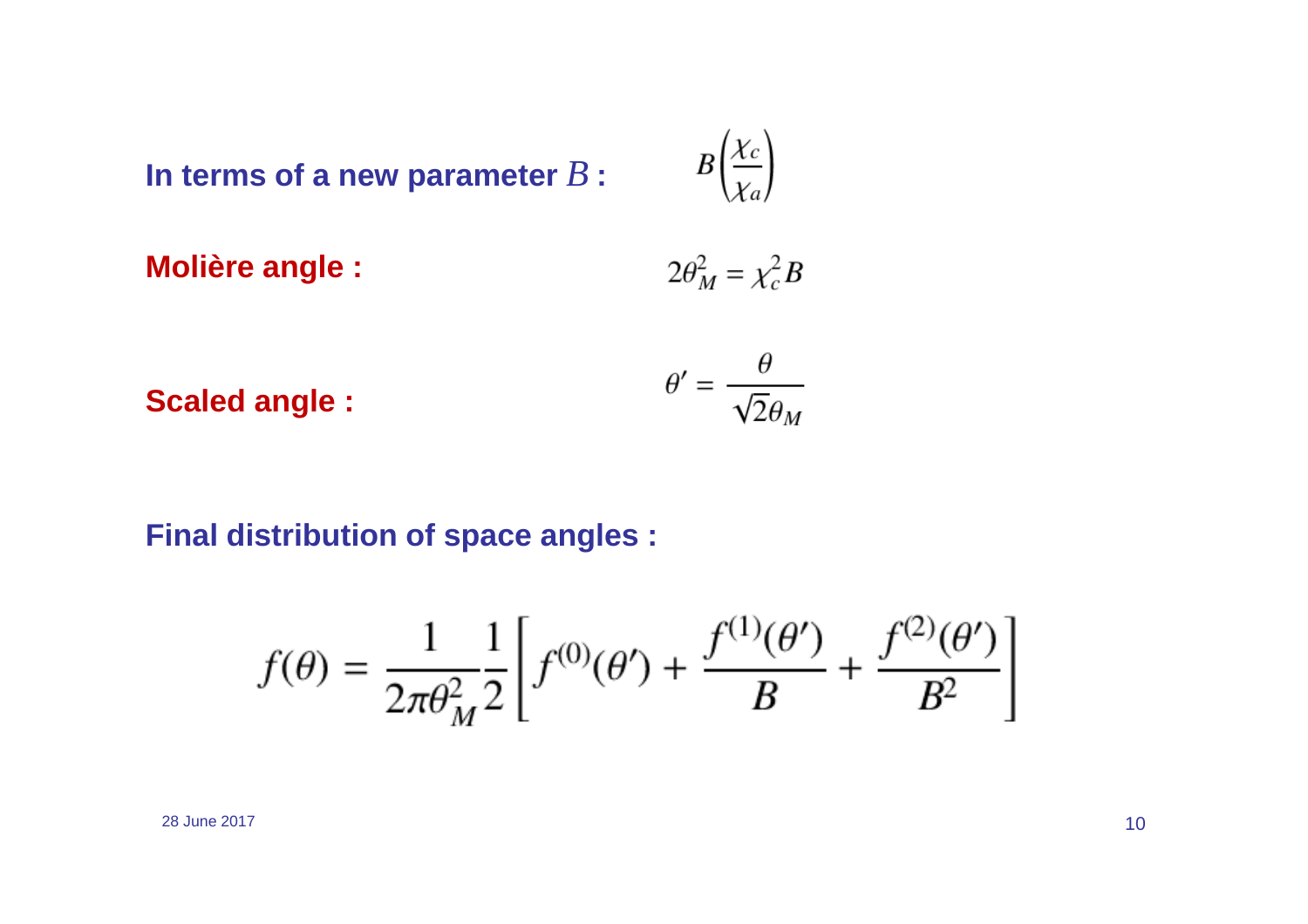**In terms of a new parameter $B$ :** $B\left(\frac{\chi_c}{\chi_a}\right)$

**Molière angle :** $2\theta_M^2 = \chi_c^2 B$

**Scaled angle :** $\theta' = \frac{\theta}{\sqrt{2}\theta_M}$

**Final distribution of space angles :**

$$f(\theta) = \frac{1}{2\pi\theta_M^2}\frac{1}{2}\left[f^{(0)}(\theta') + \frac{f^{(1)}(\theta')}{B} + \frac{f^{(2)}(\theta')}{B^2}\right]$$

28 June 2017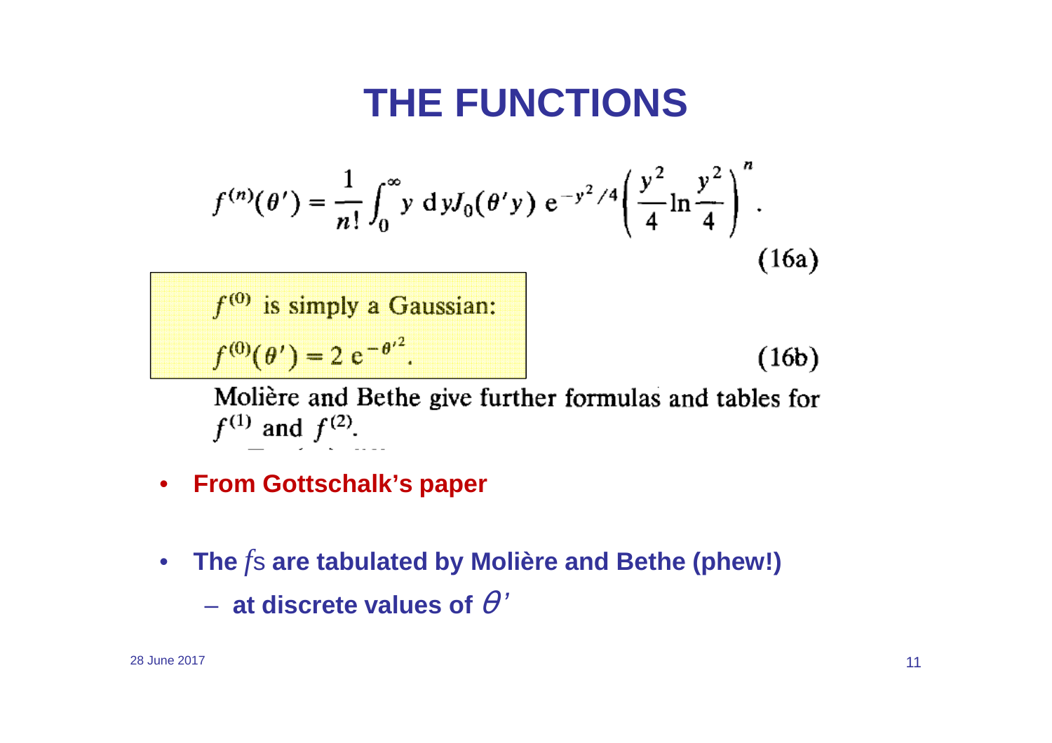# THE FUNCTIONS

$$f^{(n)}(\theta') = \frac{1}{n!}\int_0^\infty y \, \mathrm{d}y J_0(\theta' y) \, \mathrm{e}^{-y^2/4}\left(\frac{y^2}{4}\ln\frac{y^2}{4}\right)^n . \tag{16a}$$

$f^{(0)}$ is simply a Gaussian:

$$f^{(0)}(\theta') = 2\,\mathrm{e}^{-\theta'^2}. \tag{16b}$$

Molière and Bethe give further formulas and tables for $f^{(1)}$ and $f^{(2)}$.

- **From Gottschalk's paper**
- **The $f$s are tabulated by Molière and Bethe (phew!)**
  - **at discrete values of $\theta'$**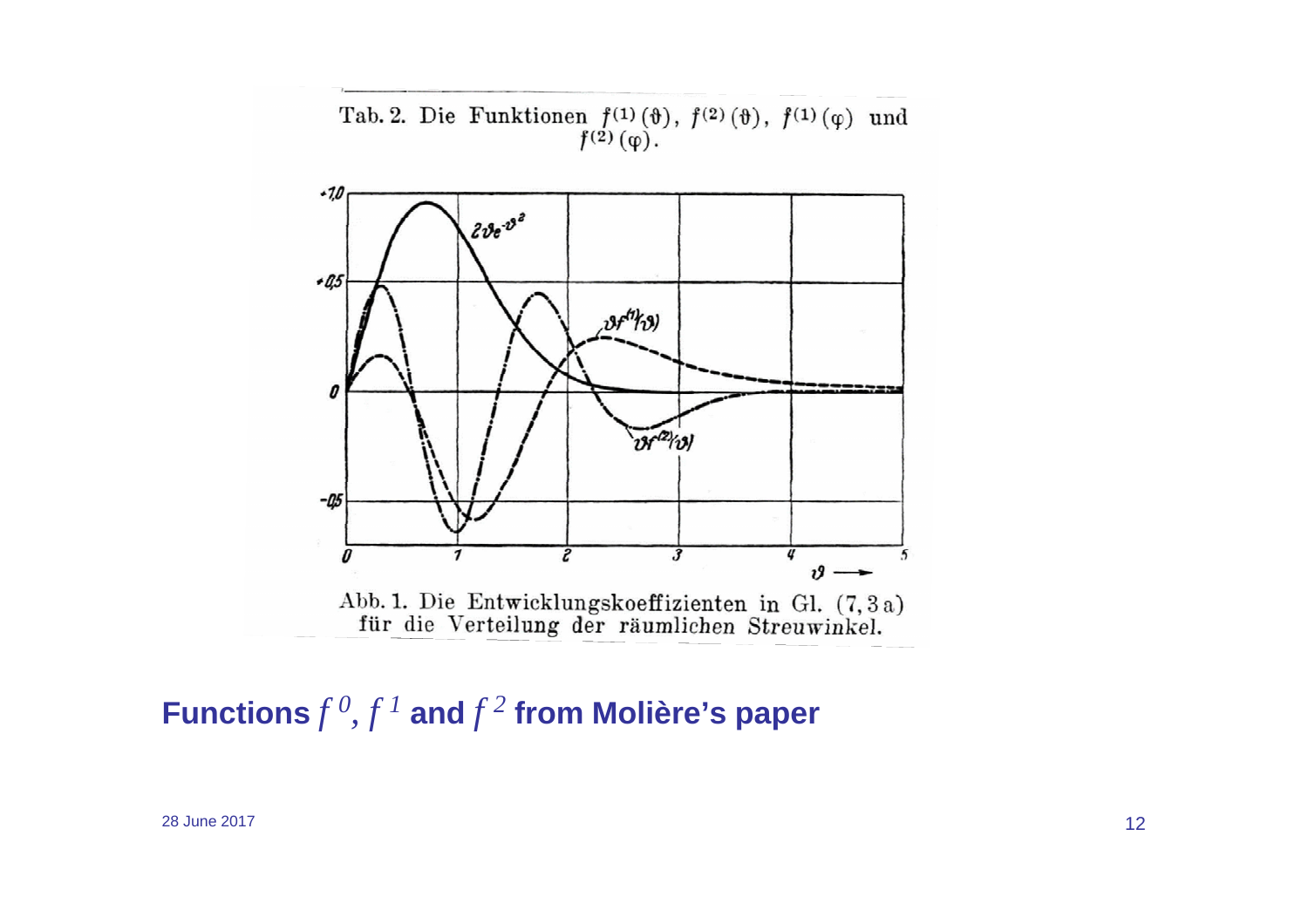Tab. 2. Die Funktionen $f^{(1)}(\vartheta)$, $f^{(2)}(\vartheta)$, $f^{(1)}(\varphi)$ und $f^{(2)}(\varphi)$.

Abb. 1. Die Entwicklungskoeffizienten in Gl. (7, 3 a) für die Verteilung der räumlichen Streuwinkel.

## Functions $f^{0}$, $f^{1}$ and $f^{2}$ from Molière's paper

28 June 2017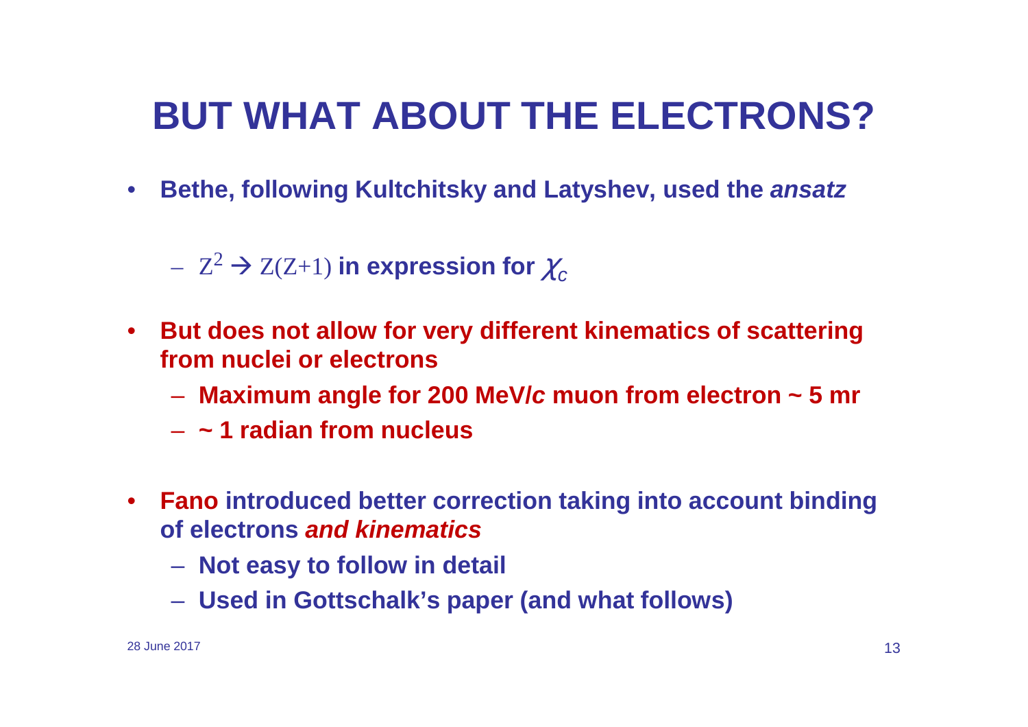# BUT WHAT ABOUT THE ELECTRONS?

- **Bethe, following Kultchitsky and Latyshev, used the *ansatz***
  - $Z^2 \rightarrow Z(Z+1)$ **in expression for** $\chi_c$
- **But does not allow for very different kinematics of scattering from nuclei or electrons**
  - **Maximum angle for 200 MeV/*c* muon from electron ~ 5 mr**
  - **~ 1 radian from nucleus**
- **Fano introduced better correction taking into account binding of electrons *and kinematics***
  - **Not easy to follow in detail**
  - **Used in Gottschalk's paper (and what follows)**

28 June 2017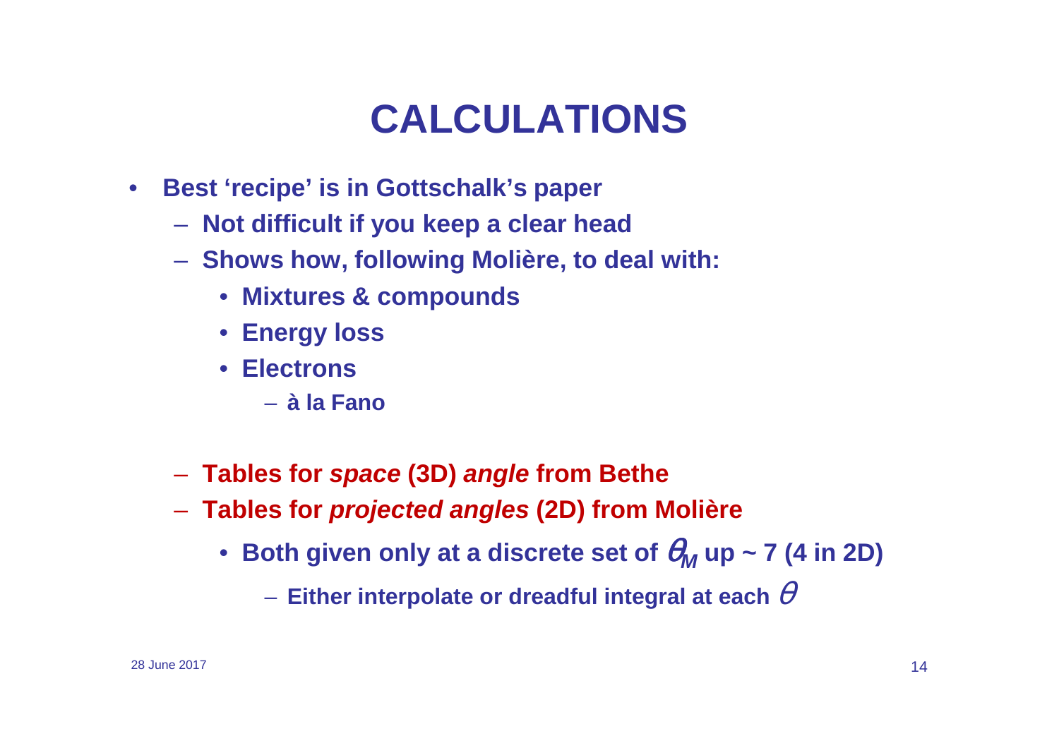# CALCULATIONS

- **Best 'recipe' is in Gottschalk's paper**
  - **Not difficult if you keep a clear head**
  - **Shows how, following Molière, to deal with:**
    - **Mixtures & compounds**
    - **Energy loss**
    - **Electrons**
      - **à la Fano**

  - **Tables for *space* (3D) *angle* from Bethe**
  - **Tables for *projected angles* (2D) from Molière**
    - **Both given only at a discrete set of $\theta_M$ up ~ 7 (4 in 2D)**
      - **Either interpolate or dreadful integral at each $\theta$**

28 June 2017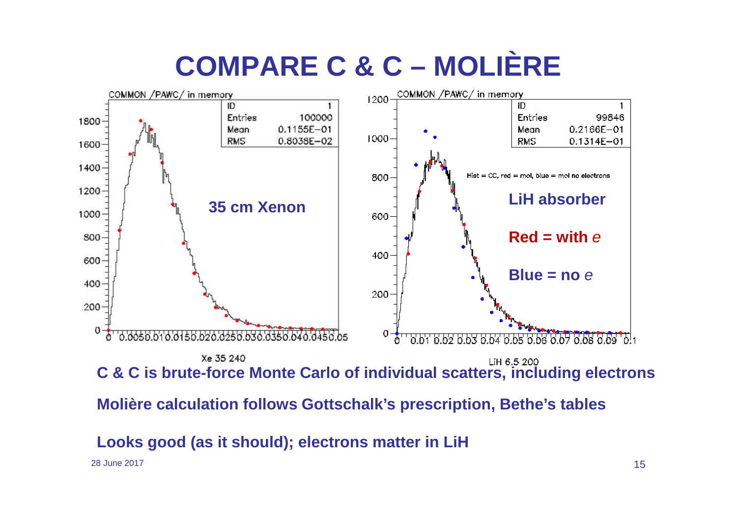# COMPARE C & C – MOLIÈRE

COMMON /PAWC/ in memory

| ID | 1 |
| --- | --- |
| Entries | 100000 |
| Mean | 0.1155E−01 |
| RMS | 0.8038E−02 |

**35 cm Xenon**

Xe 35 240

COMMON /PAWC/ in memory

| ID | 1 |
| --- | --- |
| Entries | 99846 |
| Mean | 0.2166E−01 |
| RMS | 0.1314E−01 |

Hist = CC, red = mol, blue = mol no electrons

**LiH absorber**

**Red = with *e***

**Blue = no *e***

LiH 6.5 200

**C & C is brute-force Monte Carlo of individual scatters, including electrons**

**Molière calculation follows Gottschalk's prescription, Bethe's tables**

**Looks good (as it should); electrons matter in LiH**

28 June 2017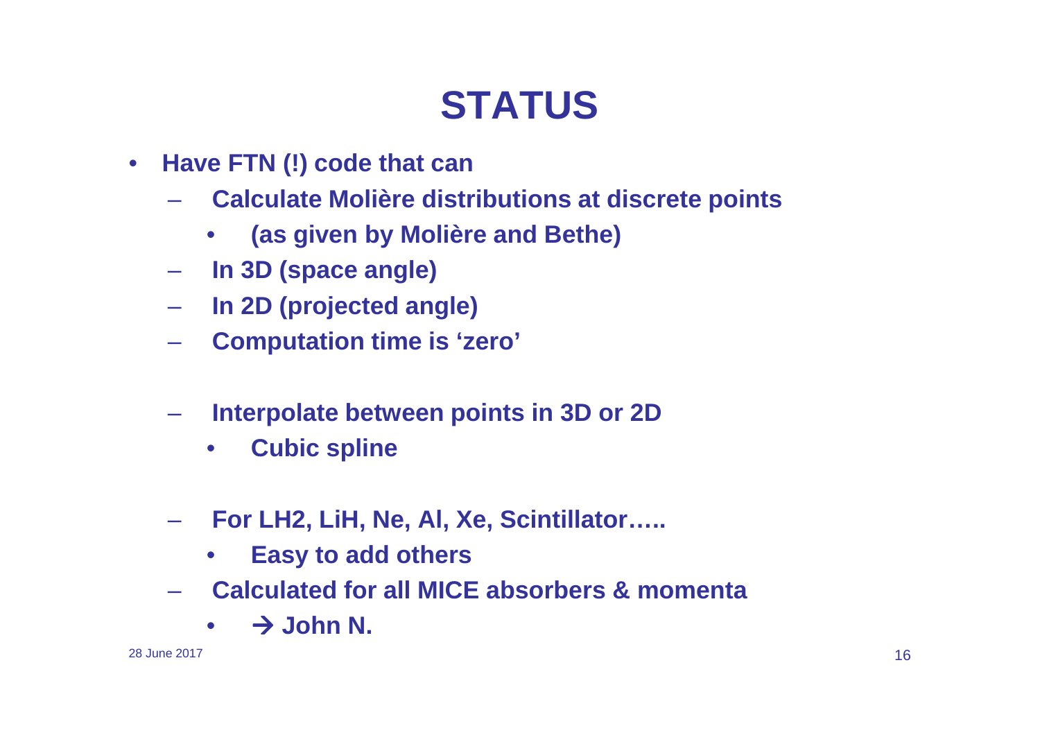# STATUS

- **Have FTN (!) code that can**
  - **Calculate Molière distributions at discrete points**
    - **(as given by Molière and Bethe)**
  - **In 3D (space angle)**
  - **In 2D (projected angle)**
  - **Computation time is 'zero'**

  - **Interpolate between points in 3D or 2D**
    - **Cubic spline**

  - **For LH2, LiH, Ne, Al, Xe, Scintillator…..**
    - **Easy to add others**
  - **Calculated for all MICE absorbers & momenta**
    - **→ John N.**

28 June 2017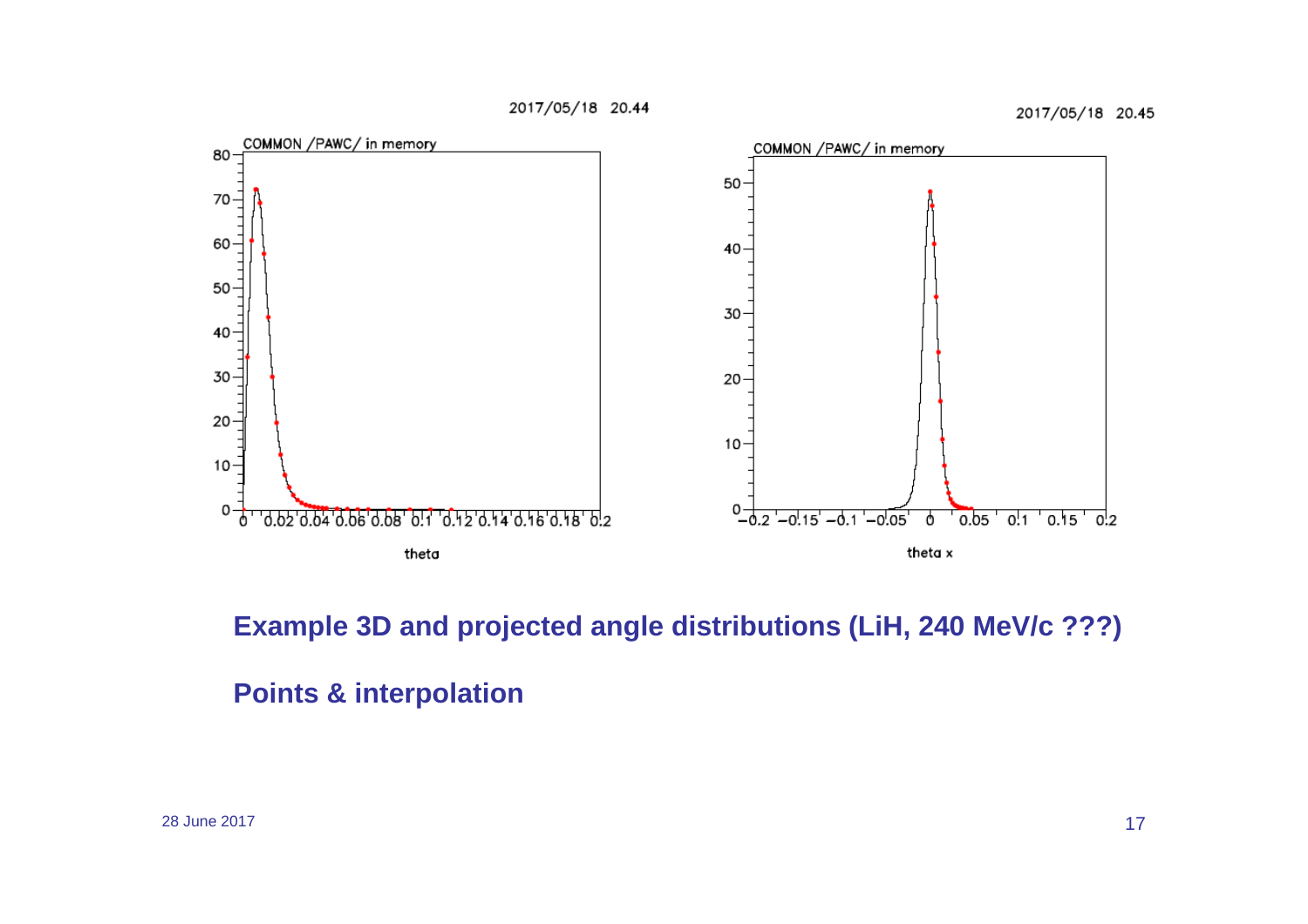**Example 3D and projected angle distributions (LiH, 240 MeV/c ???)**

**Points & interpolation**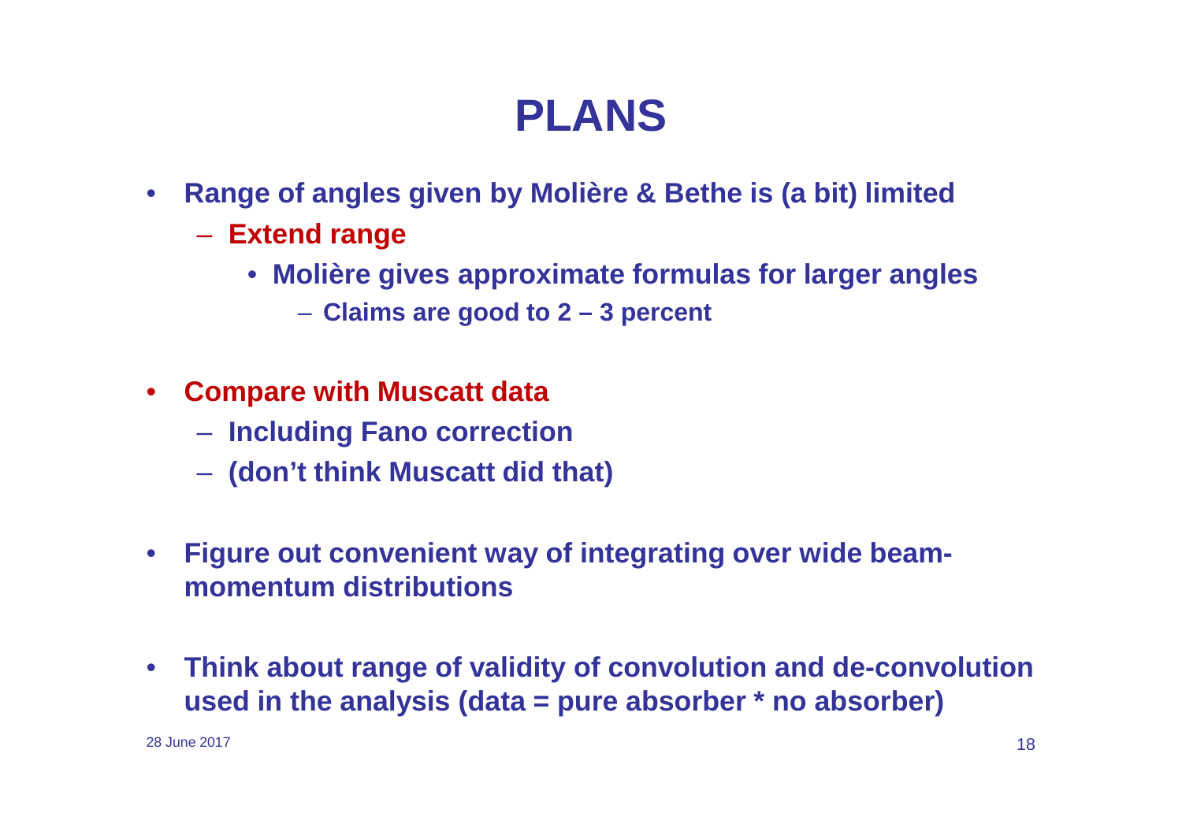# PLANS

- Range of angles given by Molière & Bethe is (a bit) limited
  - Extend range
    - Molière gives approximate formulas for larger angles
      - Claims are good to 2 – 3 percent
- Compare with Muscatt data
  - Including Fano correction
  - (don't think Muscatt did that)
- Figure out convenient way of integrating over wide beam-momentum distributions
- Think about range of validity of convolution and de-convolution used in the analysis (data = pure absorber * no absorber)

28 June 2017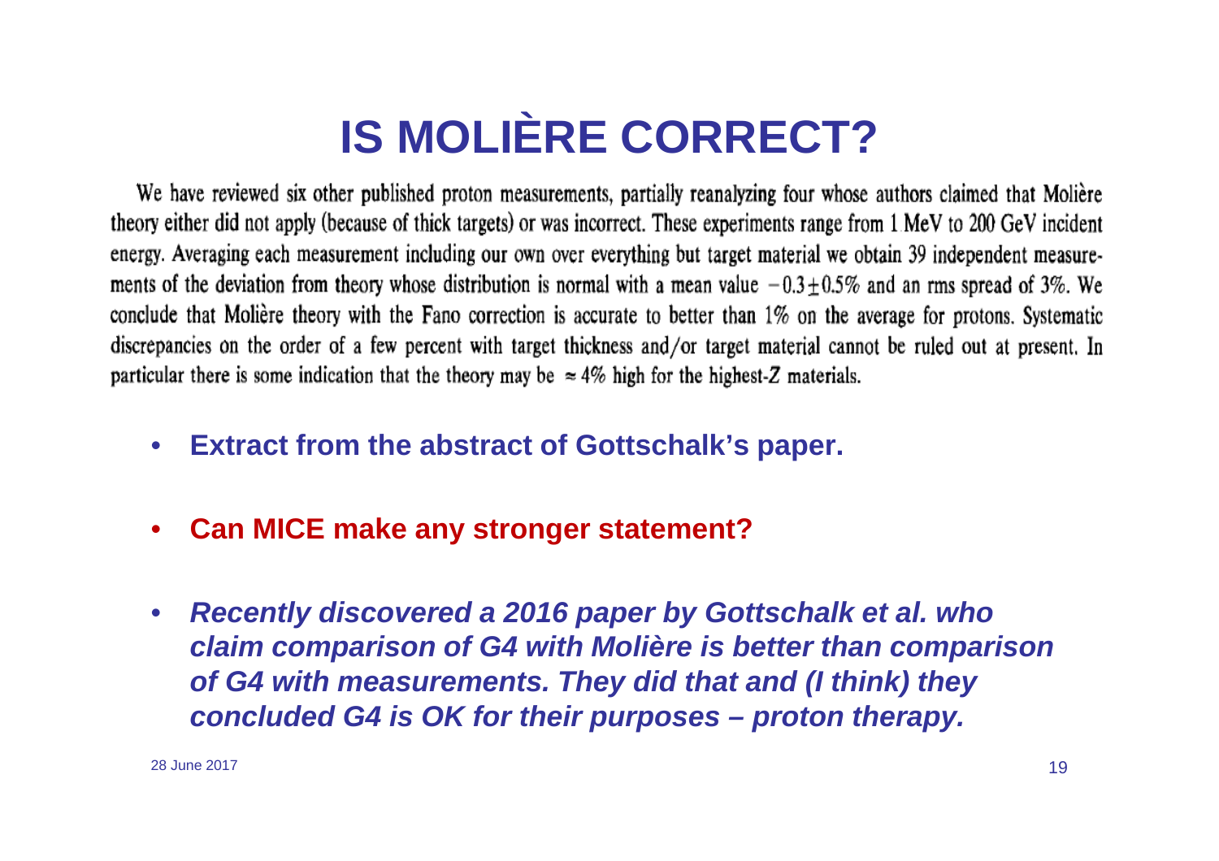# IS MOLIÈRE CORRECT?

We have reviewed six other published proton measurements, partially reanalyzing four whose authors claimed that Molière theory either did not apply (because of thick targets) or was incorrect. These experiments range from 1 MeV to 200 GeV incident energy. Averaging each measurement including our own over everything but target material we obtain 39 independent measurements of the deviation from theory whose distribution is normal with a mean value $-0.3 \pm 0.5\%$ and an rms spread of 3%. We conclude that Molière theory with the Fano correction is accurate to better than 1% on the average for protons. Systematic discrepancies on the order of a few percent with target thickness and/or target material cannot be ruled out at present. In particular there is some indication that the theory may be $\approx 4\%$ high for the highest-$Z$ materials.

- **Extract from the abstract of Gottschalk's paper.**
- **Can MICE make any stronger statement?**
- ***Recently discovered a 2016 paper by Gottschalk et al. who claim comparison of G4 with Molière is better than comparison of G4 with measurements. They did that and (I think) they concluded G4 is OK for their purposes – proton therapy.***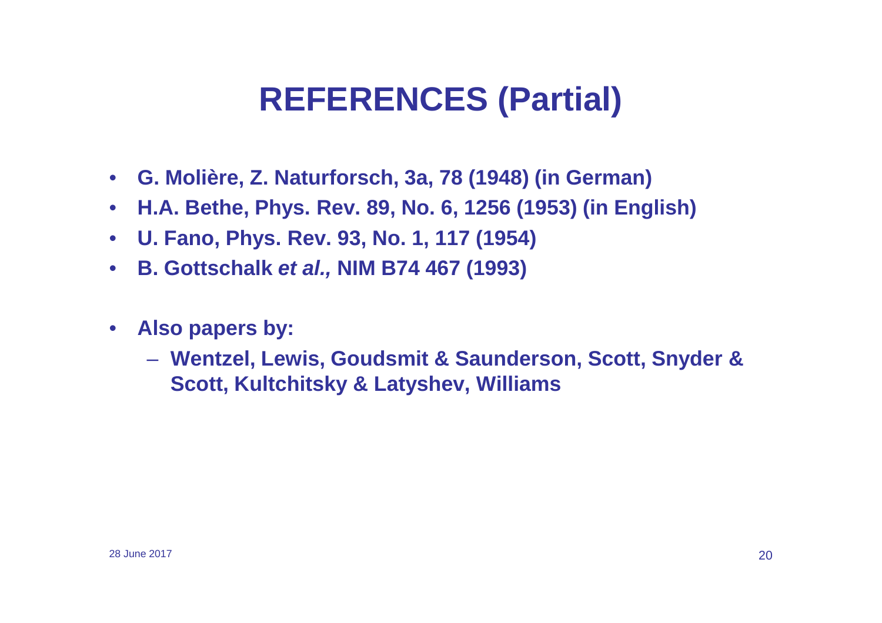# REFERENCES (Partial)

- **G. Molière, Z. Naturforsch, 3a, 78 (1948) (in German)**
- **H.A. Bethe, Phys. Rev. 89, No. 6, 1256 (1953) (in English)**
- **U. Fano, Phys. Rev. 93, No. 1, 117 (1954)**
- **B. Gottschalk *et al.,* NIM B74 467 (1993)**

- **Also papers by:**
  - **Wentzel, Lewis, Goudsmit & Saunderson, Scott, Snyder & Scott, Kultchitsky & Latyshev, Williams**